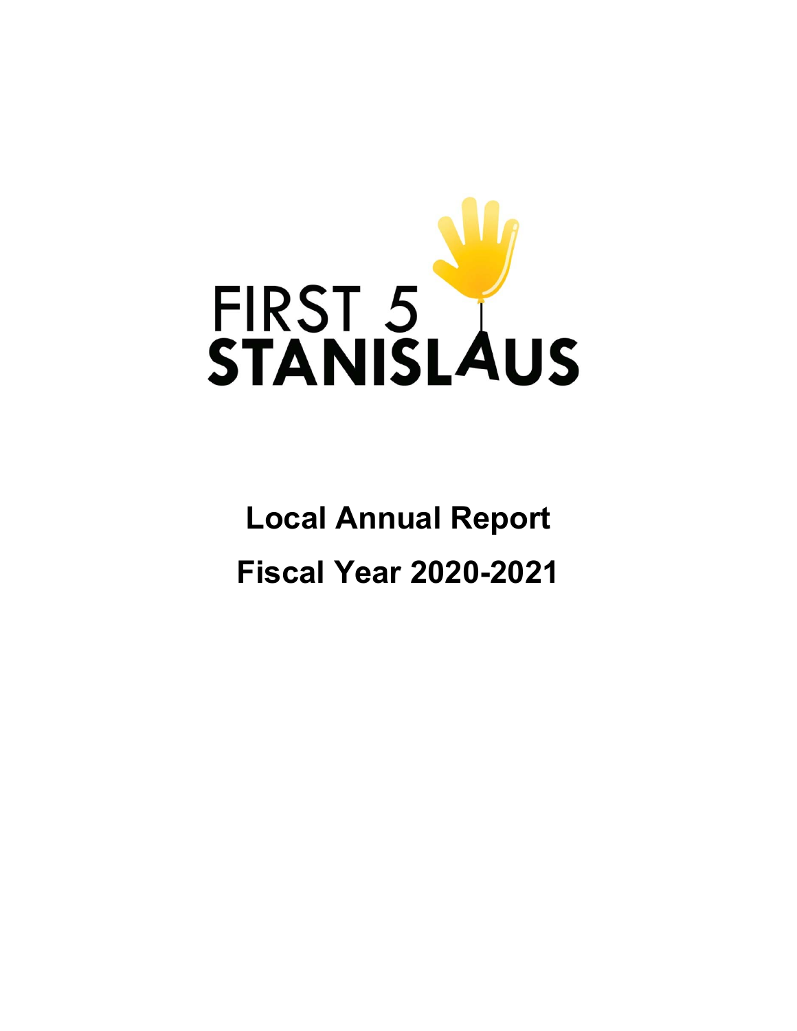FIRST 5 STANISLAUS

# Local Annual Report

# Fiscal Year 2020-2021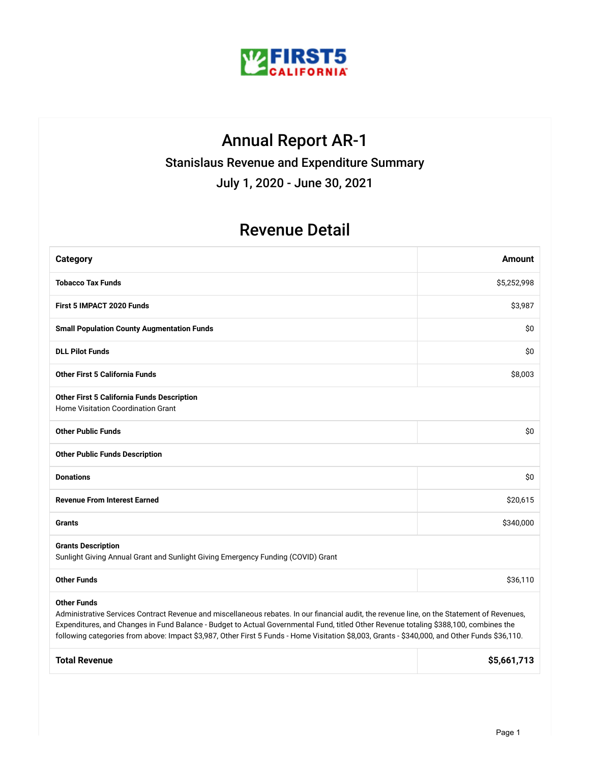# Annual Report AR-1

## Stanislaus Revenue and Expenditure Summary

## July 1, 2020 - June 30, 2021

## Revenue Detail

| Category | Amount |
|---|---|
| **Tobacco Tax Funds** | $5,252,998 |
| **First 5 IMPACT 2020 Funds** | $3,987 |
| **Small Population County Augmentation Funds** | $0 |
| **DLL Pilot Funds** | $0 |
| **Other First 5 California Funds** | $8,003 |
| **Other First 5 California Funds Description**<br>Home Visitation Coordination Grant | |
| **Other Public Funds** | $0 |
| **Other Public Funds Description** | |
| **Donations** | $0 |
| **Revenue From Interest Earned** | $20,615 |
| **Grants** | $340,000 |
| **Grants Description**<br>Sunlight Giving Annual Grant and Sunlight Giving Emergency Funding (COVID) Grant | |
| **Other Funds** | $36,110 |
| **Other Funds**<br>Administrative Services Contract Revenue and miscellaneous rebates. In our financial audit, the revenue line, on the Statement of Revenues, Expenditures, and Changes in Fund Balance - Budget to Actual Governmental Fund, titled Other Revenue totaling $388,100, combines the following categories from above: Impact $3,987, Other First 5 Funds - Home Visitation $8,003, Grants - $340,000, and Other Funds $36,110. | |
| **Total Revenue** | **$5,661,713** |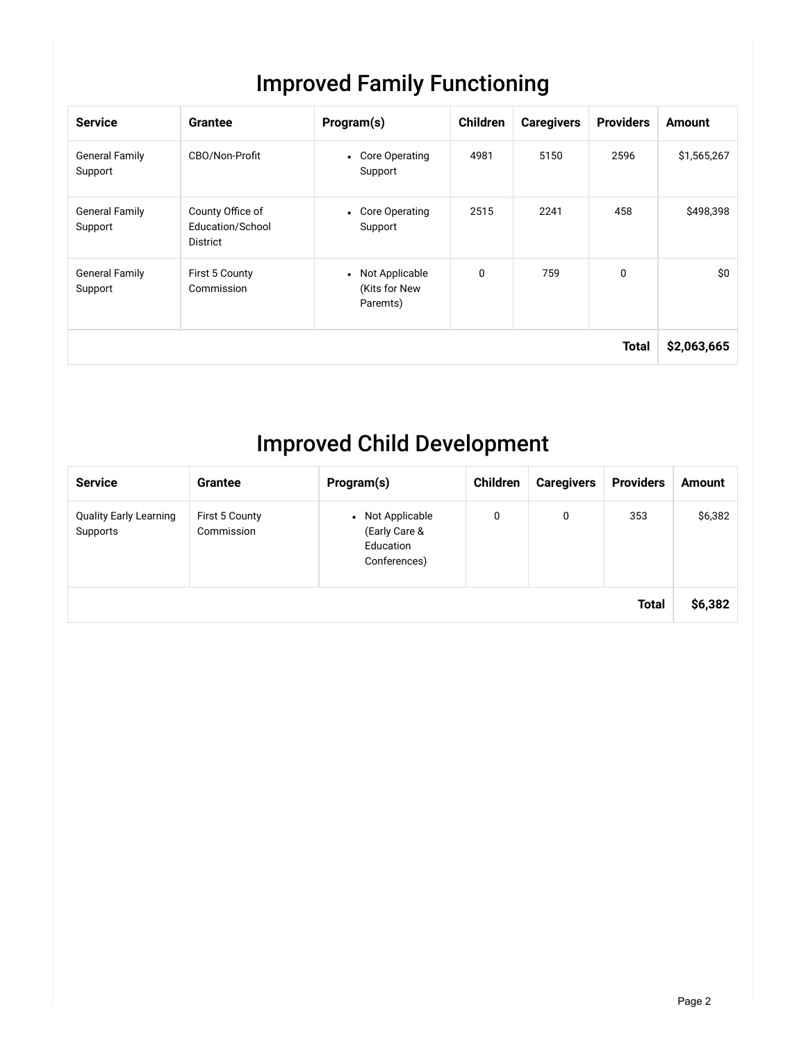# Improved Family Functioning

| Service | Grantee | Program(s) | Children | Caregivers | Providers | Amount |
|---|---|---|---|---|---|---|
| General Family Support | CBO/Non-Profit | • Core Operating Support | 4981 | 5150 | 2596 | $1,565,267 |
| General Family Support | County Office of Education/School District | • Core Operating Support | 2515 | 2241 | 458 | $498,398 |
| General Family Support | First 5 County Commission | • Not Applicable (Kits for New Paremts) | 0 | 759 | 0 | $0 |
| | | | | | **Total** | **$2,063,665** |

# Improved Child Development

| Service | Grantee | Program(s) | Children | Caregivers | Providers | Amount |
|---|---|---|---|---|---|---|
| Quality Early Learning Supports | First 5 County Commission | • Not Applicable (Early Care & Education Conferences) | 0 | 0 | 353 | $6,382 |
| | | | | | **Total** | **$6,382** |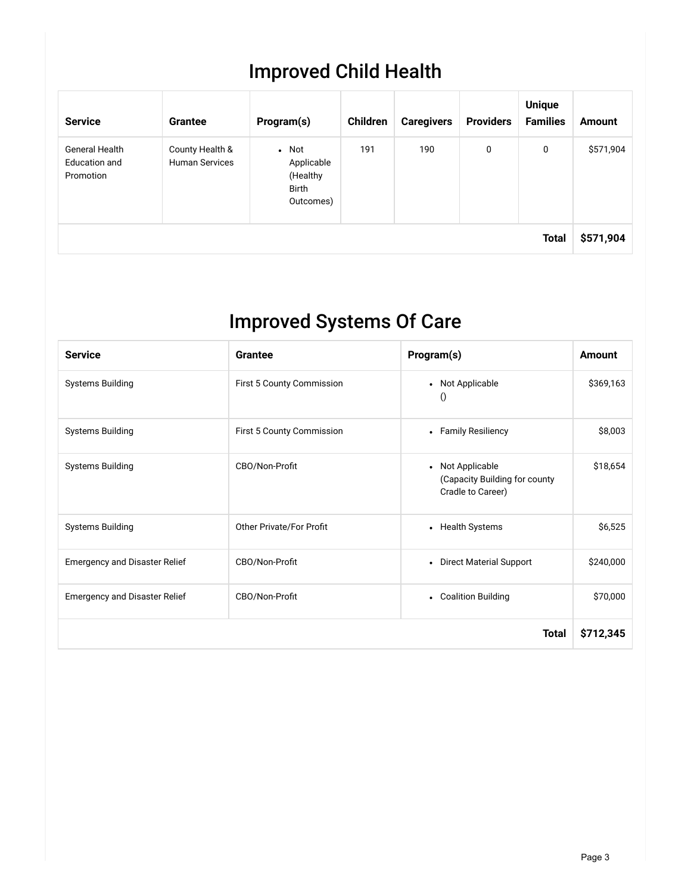# Improved Child Health

| Service | Grantee | Program(s) | Children | Caregivers | Providers | Unique Families | Amount |
|---|---|---|---|---|---|---|---|
| General Health Education and Promotion | County Health & Human Services | • Not Applicable (Healthy Birth Outcomes) | 191 | 190 | 0 | 0 | $571,904 |
| | | | | | | **Total** | **$571,904** |

# Improved Systems Of Care

| Service | Grantee | Program(s) | Amount |
|---|---|---|---|
| Systems Building | First 5 County Commission | • Not Applicable () | $369,163 |
| Systems Building | First 5 County Commission | • Family Resiliency | $8,003 |
| Systems Building | CBO/Non-Profit | • Not Applicable (Capacity Building for county Cradle to Career) | $18,654 |
| Systems Building | Other Private/For Profit | • Health Systems | $6,525 |
| Emergency and Disaster Relief | CBO/Non-Profit | • Direct Material Support | $240,000 |
| Emergency and Disaster Relief | CBO/Non-Profit | • Coalition Building | $70,000 |
| | | **Total** | **$712,345** |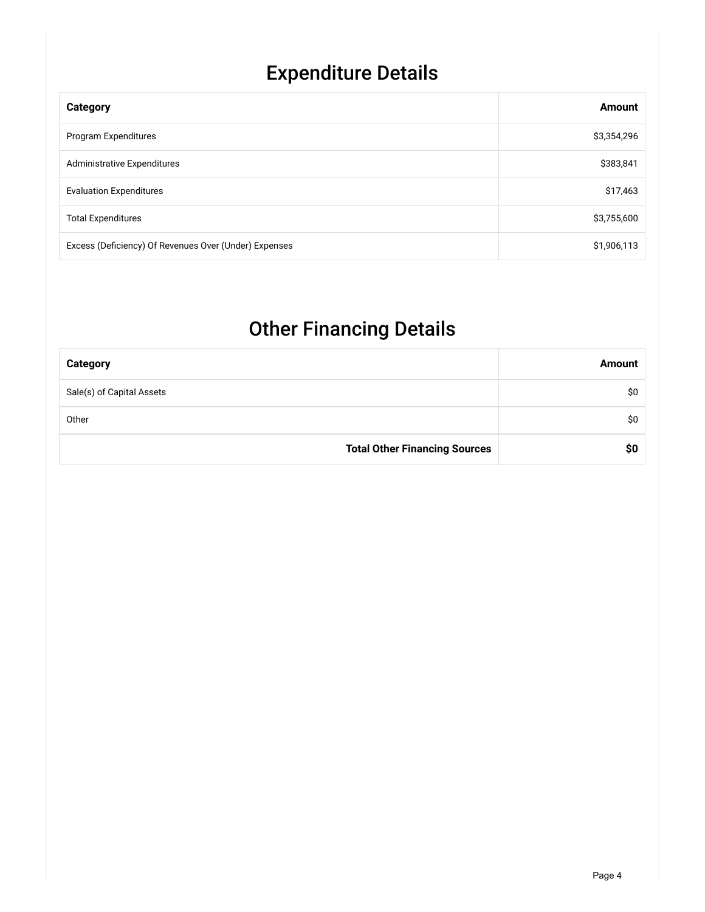## Expenditure Details

| Category | Amount |
|---|---:|
| Program Expenditures | $3,354,296 |
| Administrative Expenditures | $383,841 |
| Evaluation Expenditures | $17,463 |
| Total Expenditures | $3,755,600 |
| Excess (Deficiency) Of Revenues Over (Under) Expenses | $1,906,113 |

## Other Financing Details

| Category | Amount |
|---|---:|
| Sale(s) of Capital Assets | $0 |
| Other | $0 |
| **Total Other Financing Sources** | **$0** |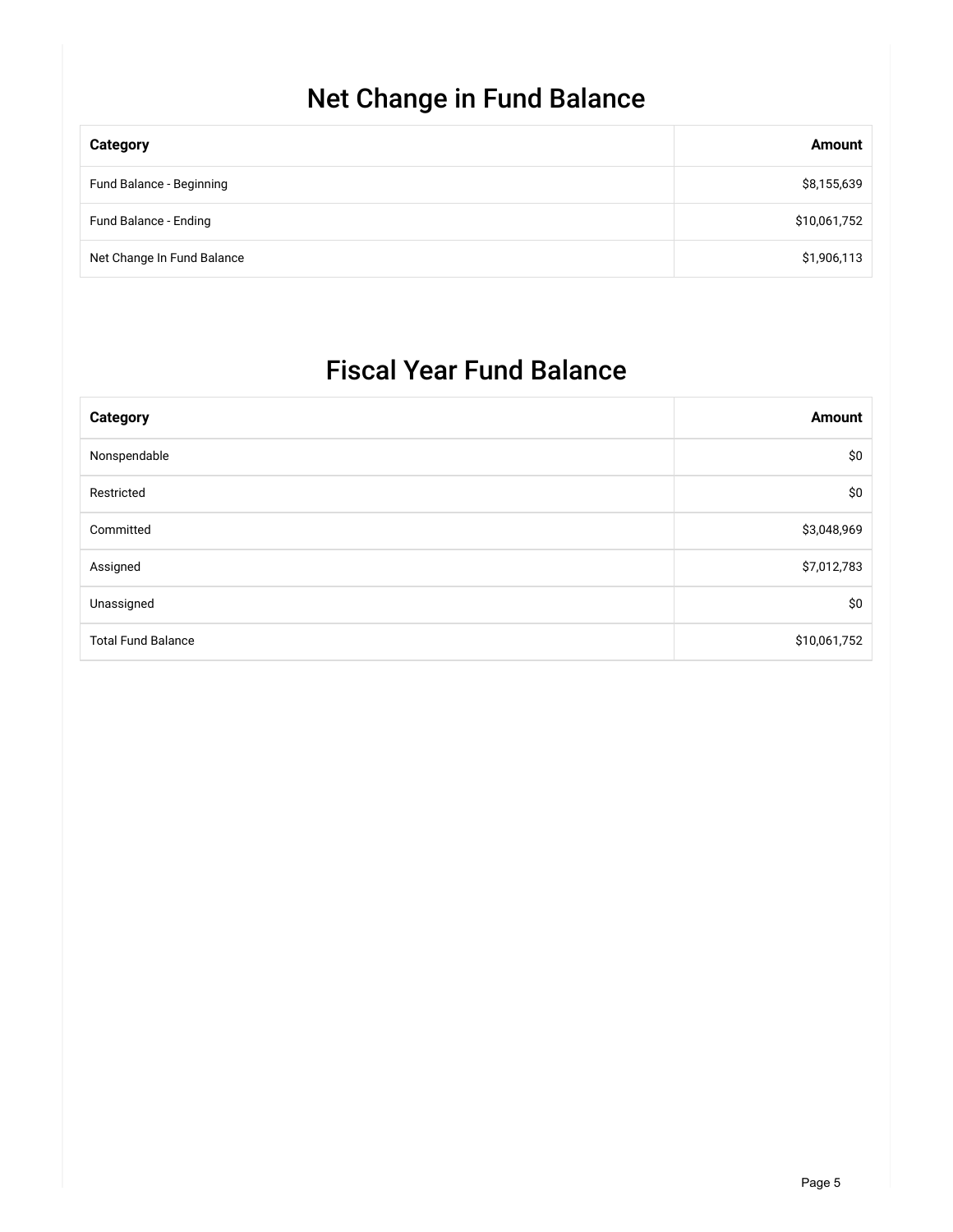# Net Change in Fund Balance

| Category | Amount |
| --- | ---: |
| Fund Balance - Beginning | $8,155,639 |
| Fund Balance - Ending | $10,061,752 |
| Net Change In Fund Balance | $1,906,113 |

# Fiscal Year Fund Balance

| Category | Amount |
| --- | ---: |
| Nonspendable | $0 |
| Restricted | $0 |
| Committed | $3,048,969 |
| Assigned | $7,012,783 |
| Unassigned | $0 |
| Total Fund Balance | $10,061,752 |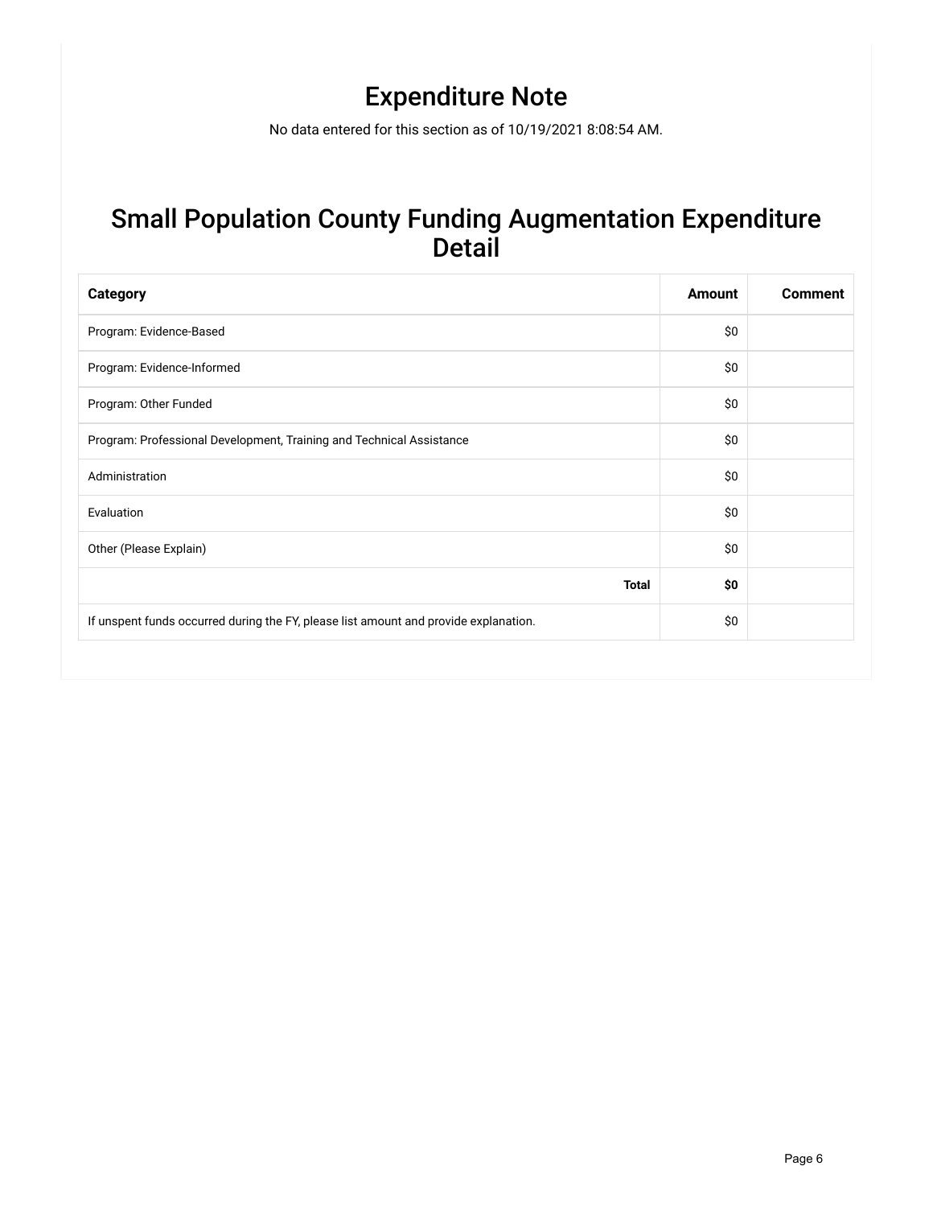# Expenditure Note

No data entered for this section as of 10/19/2021 8:08:54 AM.

# Small Population County Funding Augmentation Expenditure Detail

| Category | Amount | Comment |
|---|---|---|
| Program: Evidence-Based | $0 | |
| Program: Evidence-Informed | $0 | |
| Program: Other Funded | $0 | |
| Program: Professional Development, Training and Technical Assistance | $0 | |
| Administration | $0 | |
| Evaluation | $0 | |
| Other (Please Explain) | $0 | |
| **Total** | **$0** | |
| If unspent funds occurred during the FY, please list amount and provide explanation. | $0 | |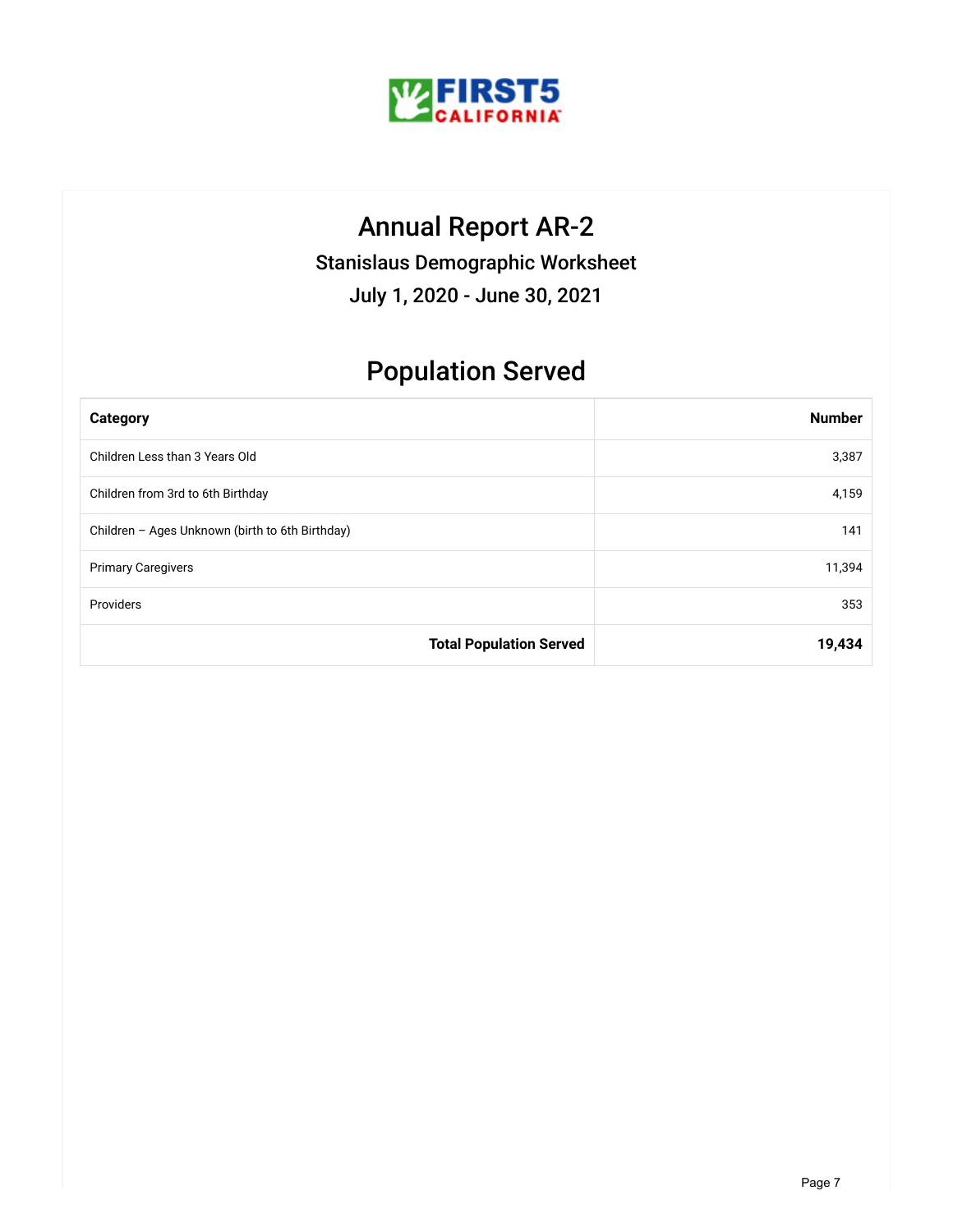# Annual Report AR-2

## Stanislaus Demographic Worksheet

## July 1, 2020 - June 30, 2021

## Population Served

| Category | Number |
|---|---|
| Children Less than 3 Years Old | 3,387 |
| Children from 3rd to 6th Birthday | 4,159 |
| Children – Ages Unknown (birth to 6th Birthday) | 141 |
| Primary Caregivers | 11,394 |
| Providers | 353 |
| **Total Population Served** | **19,434** |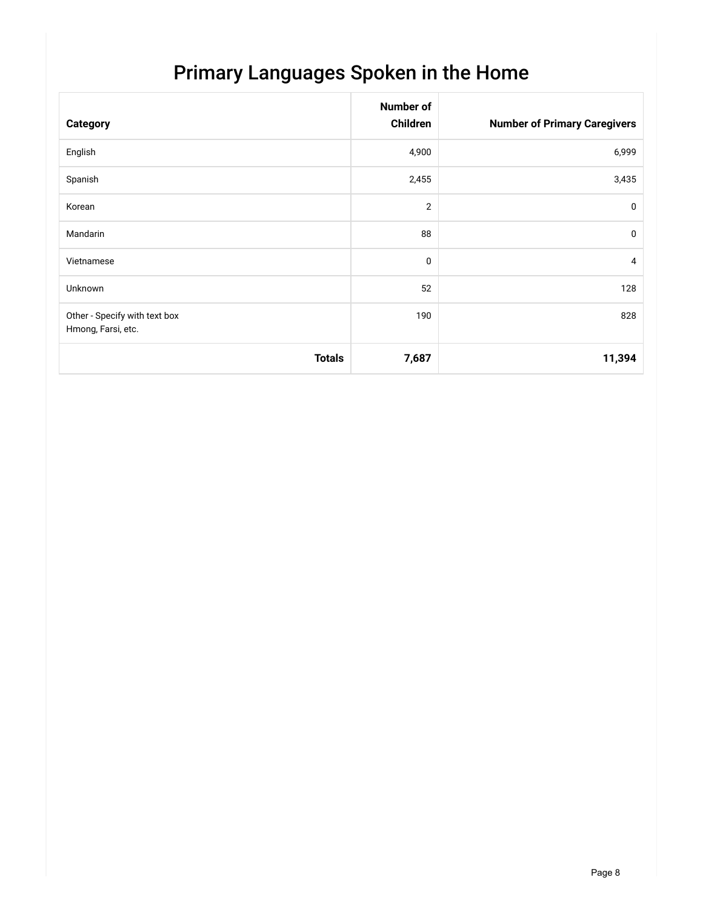# Primary Languages Spoken in the Home

| Category | Number of Children | Number of Primary Caregivers |
|---|---|---|
| English | 4,900 | 6,999 |
| Spanish | 2,455 | 3,435 |
| Korean | 2 | 0 |
| Mandarin | 88 | 0 |
| Vietnamese | 0 | 4 |
| Unknown | 52 | 128 |
| Other - Specify with text box Hmong, Farsi, etc. | 190 | 828 |
| **Totals** | **7,687** | **11,394** |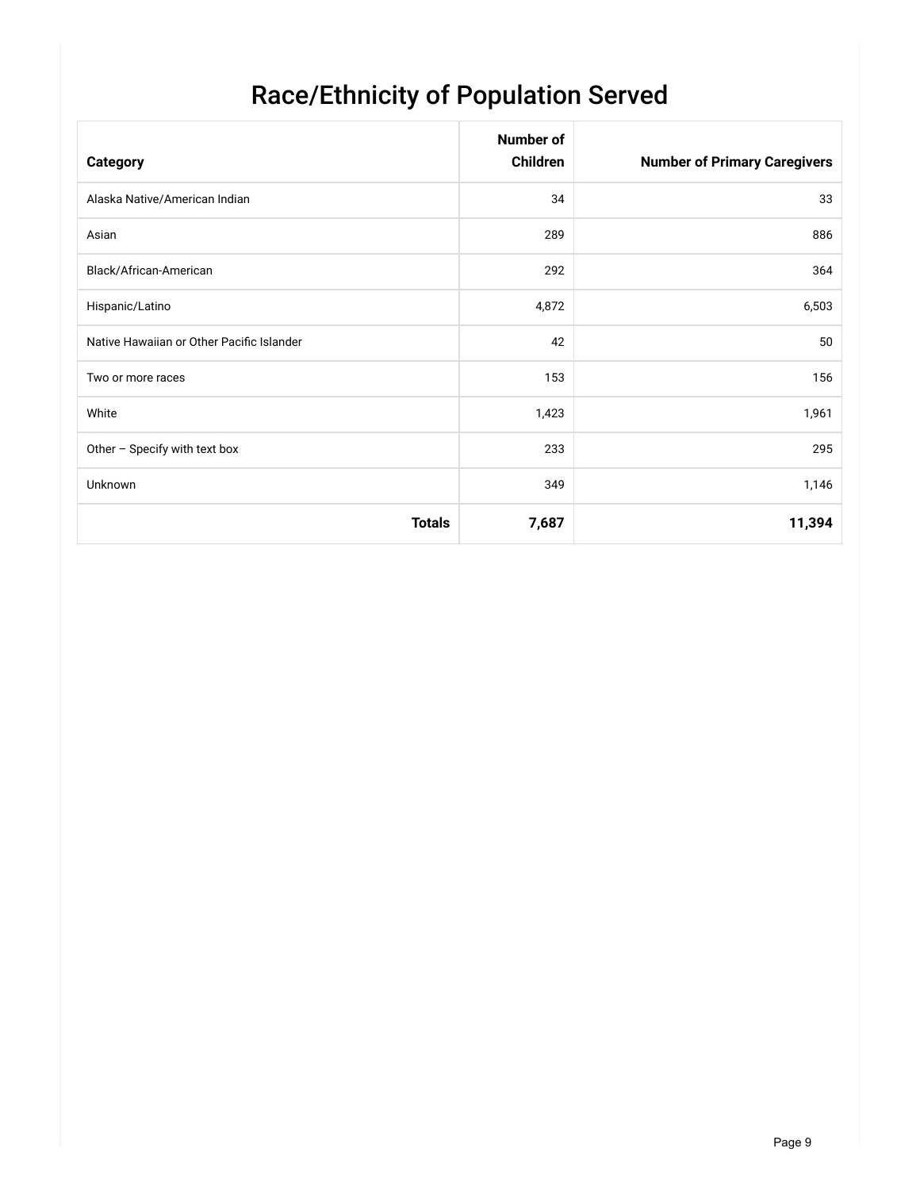# Race/Ethnicity of Population Served

| Category | Number of Children | Number of Primary Caregivers |
|---|---|---|
| Alaska Native/American Indian | 34 | 33 |
| Asian | 289 | 886 |
| Black/African-American | 292 | 364 |
| Hispanic/Latino | 4,872 | 6,503 |
| Native Hawaiian or Other Pacific Islander | 42 | 50 |
| Two or more races | 153 | 156 |
| White | 1,423 | 1,961 |
| Other – Specify with text box | 233 | 295 |
| Unknown | 349 | 1,146 |
| **Totals** | **7,687** | **11,394** |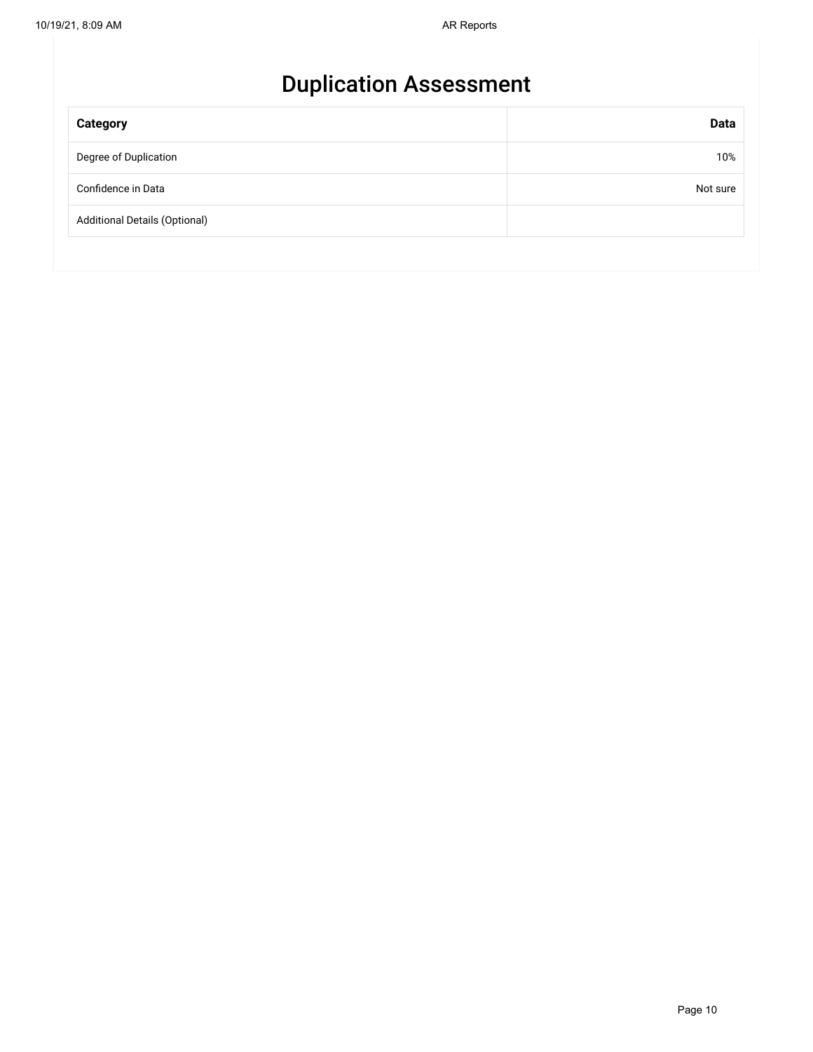# Duplication Assessment

| Category | Data |
|---|---:|
| Degree of Duplication | 10% |
| Confidence in Data | Not sure |
| Additional Details (Optional) | |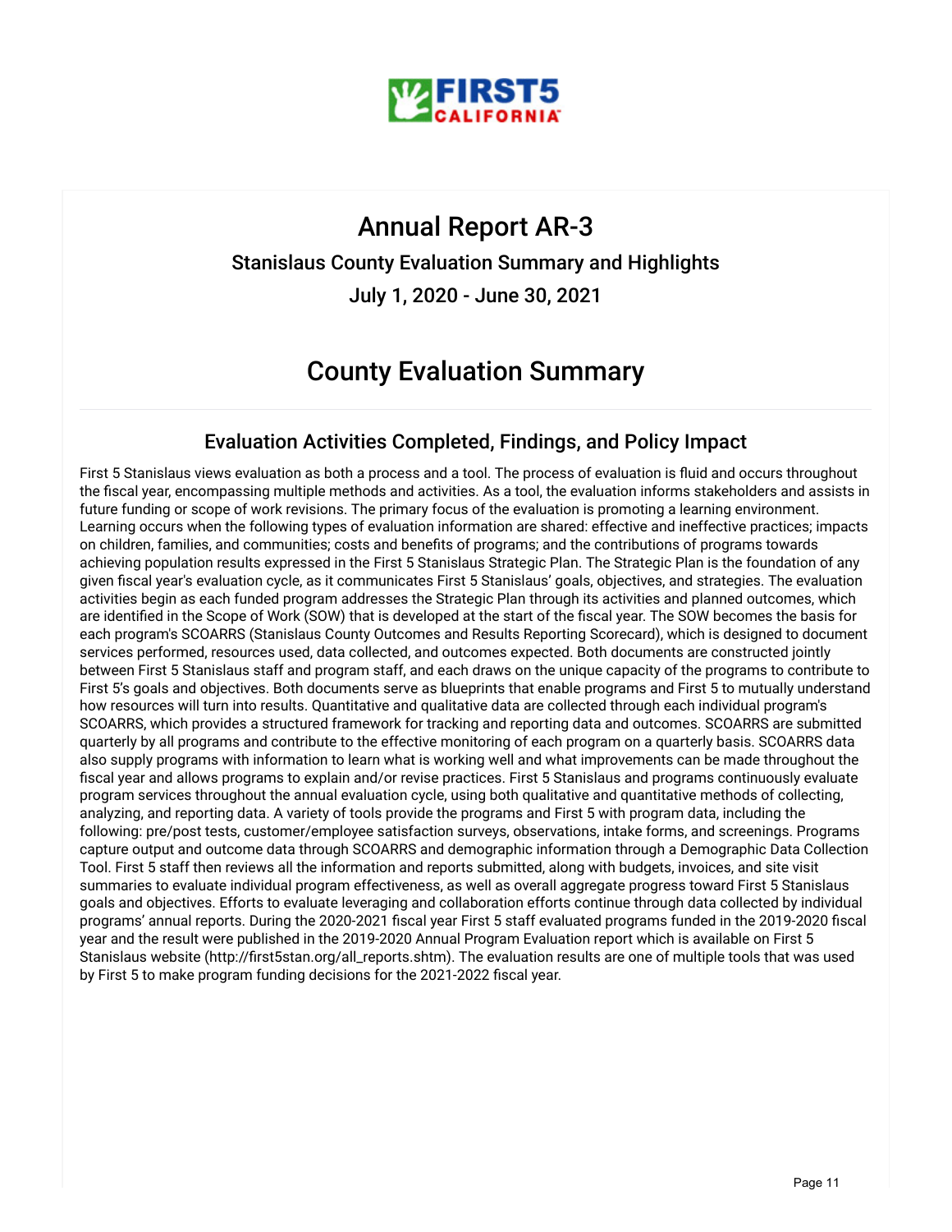# Annual Report AR-3

## Stanislaus County Evaluation Summary and Highlights

## July 1, 2020 - June 30, 2021

# County Evaluation Summary

## Evaluation Activities Completed, Findings, and Policy Impact

First 5 Stanislaus views evaluation as both a process and a tool. The process of evaluation is fluid and occurs throughout the fiscal year, encompassing multiple methods and activities. As a tool, the evaluation informs stakeholders and assists in future funding or scope of work revisions. The primary focus of the evaluation is promoting a learning environment. Learning occurs when the following types of evaluation information are shared: effective and ineffective practices; impacts on children, families, and communities; costs and benefits of programs; and the contributions of programs towards achieving population results expressed in the First 5 Stanislaus Strategic Plan. The Strategic Plan is the foundation of any given fiscal year's evaluation cycle, as it communicates First 5 Stanislaus' goals, objectives, and strategies. The evaluation activities begin as each funded program addresses the Strategic Plan through its activities and planned outcomes, which are identified in the Scope of Work (SOW) that is developed at the start of the fiscal year. The SOW becomes the basis for each program's SCOARRS (Stanislaus County Outcomes and Results Reporting Scorecard), which is designed to document services performed, resources used, data collected, and outcomes expected. Both documents are constructed jointly between First 5 Stanislaus staff and program staff, and each draws on the unique capacity of the programs to contribute to First 5's goals and objectives. Both documents serve as blueprints that enable programs and First 5 to mutually understand how resources will turn into results. Quantitative and qualitative data are collected through each individual program's SCOARRS, which provides a structured framework for tracking and reporting data and outcomes. SCOARRS are submitted quarterly by all programs and contribute to the effective monitoring of each program on a quarterly basis. SCOARRS data also supply programs with information to learn what is working well and what improvements can be made throughout the fiscal year and allows programs to explain and/or revise practices. First 5 Stanislaus and programs continuously evaluate program services throughout the annual evaluation cycle, using both qualitative and quantitative methods of collecting, analyzing, and reporting data. A variety of tools provide the programs and First 5 with program data, including the following: pre/post tests, customer/employee satisfaction surveys, observations, intake forms, and screenings. Programs capture output and outcome data through SCOARRS and demographic information through a Demographic Data Collection Tool. First 5 staff then reviews all the information and reports submitted, along with budgets, invoices, and site visit summaries to evaluate individual program effectiveness, as well as overall aggregate progress toward First 5 Stanislaus goals and objectives. Efforts to evaluate leveraging and collaboration efforts continue through data collected by individual programs' annual reports. During the 2020-2021 fiscal year First 5 staff evaluated programs funded in the 2019-2020 fiscal year and the result were published in the 2019-2020 Annual Program Evaluation report which is available on First 5 Stanislaus website (http://first5stan.org/all_reports.shtm). The evaluation results are one of multiple tools that was used by First 5 to make program funding decisions for the 2021-2022 fiscal year.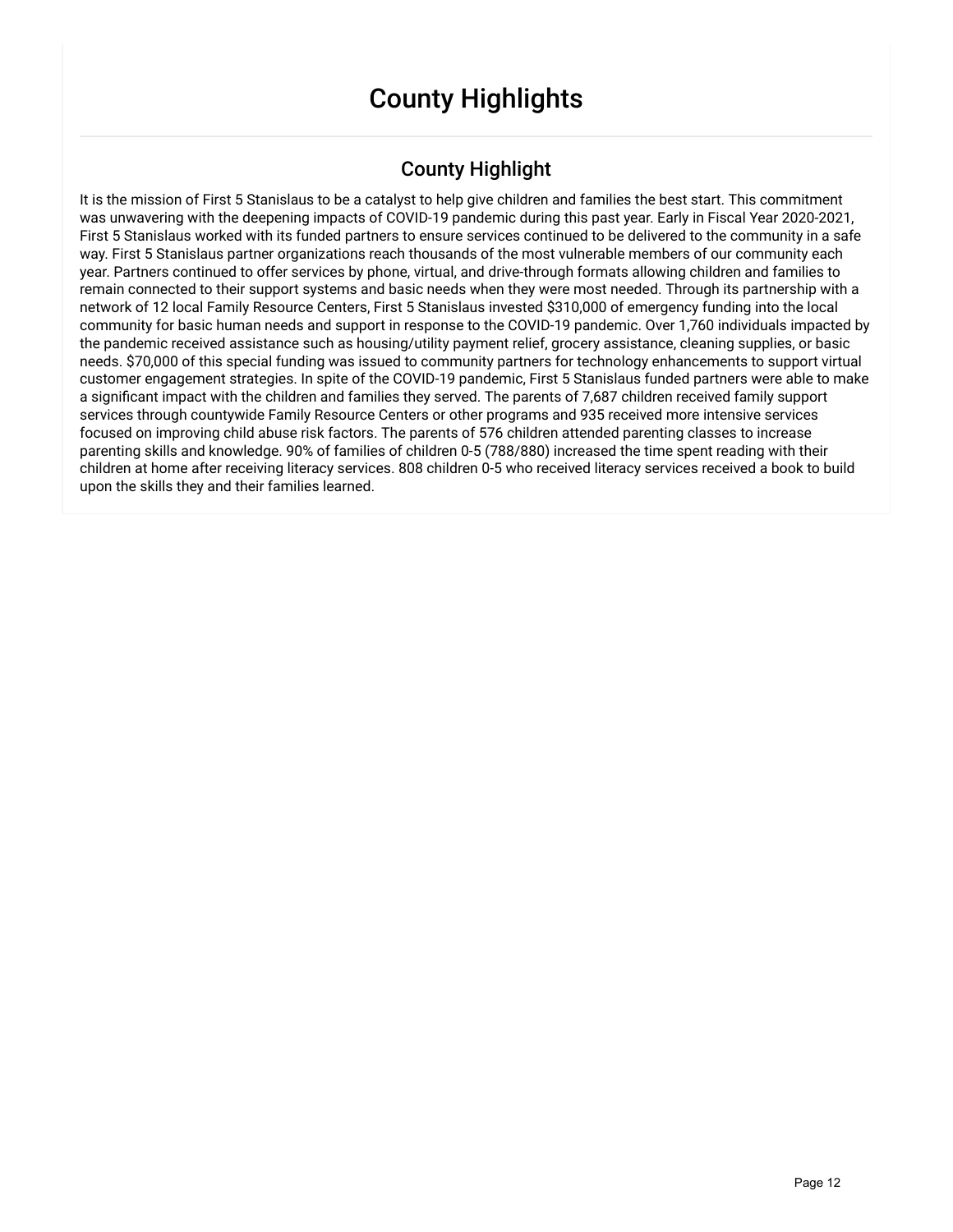# County Highlights

## County Highlight

It is the mission of First 5 Stanislaus to be a catalyst to help give children and families the best start. This commitment was unwavering with the deepening impacts of COVID-19 pandemic during this past year. Early in Fiscal Year 2020-2021, First 5 Stanislaus worked with its funded partners to ensure services continued to be delivered to the community in a safe way. First 5 Stanislaus partner organizations reach thousands of the most vulnerable members of our community each year. Partners continued to offer services by phone, virtual, and drive-through formats allowing children and families to remain connected to their support systems and basic needs when they were most needed. Through its partnership with a network of 12 local Family Resource Centers, First 5 Stanislaus invested $310,000 of emergency funding into the local community for basic human needs and support in response to the COVID-19 pandemic. Over 1,760 individuals impacted by the pandemic received assistance such as housing/utility payment relief, grocery assistance, cleaning supplies, or basic needs. $70,000 of this special funding was issued to community partners for technology enhancements to support virtual customer engagement strategies. In spite of the COVID-19 pandemic, First 5 Stanislaus funded partners were able to make a significant impact with the children and families they served. The parents of 7,687 children received family support services through countywide Family Resource Centers or other programs and 935 received more intensive services focused on improving child abuse risk factors. The parents of 576 children attended parenting classes to increase parenting skills and knowledge. 90% of families of children 0-5 (788/880) increased the time spent reading with their children at home after receiving literacy services. 808 children 0-5 who received literacy services received a book to build upon the skills they and their families learned.